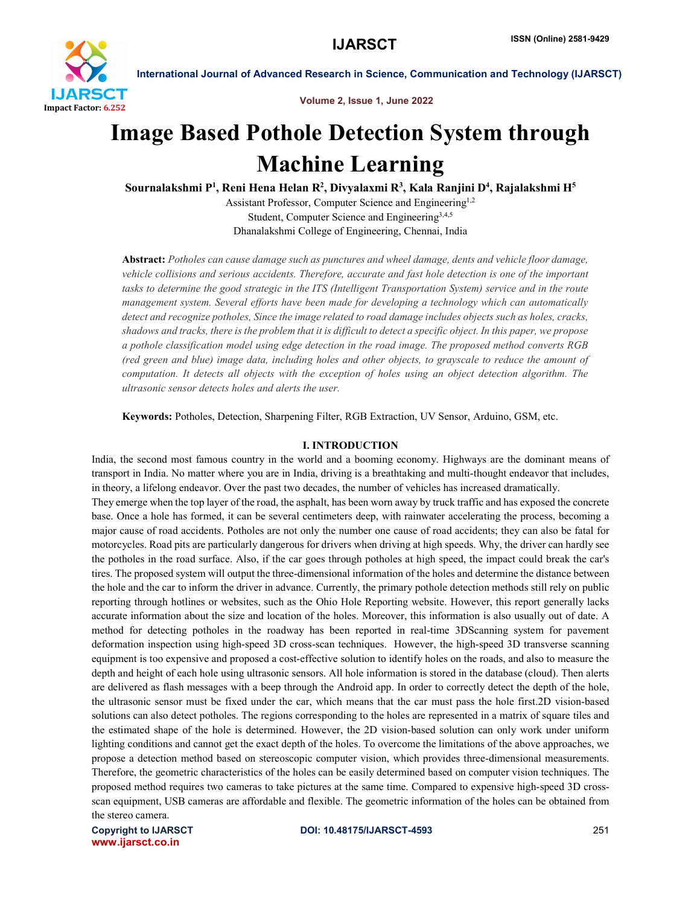# Image Based Pothole Detection System through Machine Learning

**Sournalakshmi P[1], Reni Hena Helan R[2], Divyalaxmi R[3], Kala Ranjini D[4], Rajalakshmi H[5]**

Assistant Professor, Computer Science and Engineering[1,2]
Student, Computer Science and Engineering[3,4,5]
Dhanalakshmi College of Engineering, Chennai, India

**Abstract:** *Potholes can cause damage such as punctures and wheel damage, dents and vehicle floor damage, vehicle collisions and serious accidents. Therefore, accurate and fast hole detection is one of the important tasks to determine the good strategic in the ITS (Intelligent Transportation System) service and in the route management system. Several efforts have been made for developing a technology which can automatically detect and recognize potholes, Since the image related to road damage includes objects such as holes, cracks, shadows and tracks, there is the problem that it is difficult to detect a specific object. In this paper, we propose a pothole classification model using edge detection in the road image. The proposed method converts RGB (red green and blue) image data, including holes and other objects, to grayscale to reduce the amount of computation. It detects all objects with the exception of holes using an object detection algorithm. The ultrasonic sensor detects holes and alerts the user.*

**Keywords:** Potholes, Detection, Sharpening Filter, RGB Extraction, UV Sensor, Arduino, GSM, etc.

## I. INTRODUCTION

India, the second most famous country in the world and a booming economy. Highways are the dominant means of transport in India. No matter where you are in India, driving is a breathtaking and multi-thought endeavor that includes, in theory, a lifelong endeavor. Over the past two decades, the number of vehicles has increased dramatically.

They emerge when the top layer of the road, the asphalt, has been worn away by truck traffic and has exposed the concrete base. Once a hole has formed, it can be several centimeters deep, with rainwater accelerating the process, becoming a major cause of road accidents. Potholes are not only the number one cause of road accidents; they can also be fatal for motorcycles. Road pits are particularly dangerous for drivers when driving at high speeds. Why, the driver can hardly see the potholes in the road surface. Also, if the car goes through potholes at high speed, the impact could break the car's tires. The proposed system will output the three-dimensional information of the holes and determine the distance between the hole and the car to inform the driver in advance. Currently, the primary pothole detection methods still rely on public reporting through hotlines or websites, such as the Ohio Hole Reporting website. However, this report generally lacks accurate information about the size and location of the holes. Moreover, this information is also usually out of date. A method for detecting potholes in the roadway has been reported in real-time 3DScanning system for pavement deformation inspection using high-speed 3D cross-scan techniques. However, the high-speed 3D transverse scanning equipment is too expensive and proposed a cost-effective solution to identify holes on the roads, and also to measure the depth and height of each hole using ultrasonic sensors. All hole information is stored in the database (cloud). Then alerts are delivered as flash messages with a beep through the Android app. In order to correctly detect the depth of the hole, the ultrasonic sensor must be fixed under the car, which means that the car must pass the hole first.2D vision-based solutions can also detect potholes. The regions corresponding to the holes are represented in a matrix of square tiles and the estimated shape of the hole is determined. However, the 2D vision-based solution can only work under uniform lighting conditions and cannot get the exact depth of the holes. To overcome the limitations of the above approaches, we propose a detection method based on stereoscopic computer vision, which provides three-dimensional measurements. Therefore, the geometric characteristics of the holes can be easily determined based on computer vision techniques. The proposed method requires two cameras to take pictures at the same time. Compared to expensive high-speed 3D cross-scan equipment, USB cameras are affordable and flexible. The geometric information of the holes can be obtained from the stereo camera.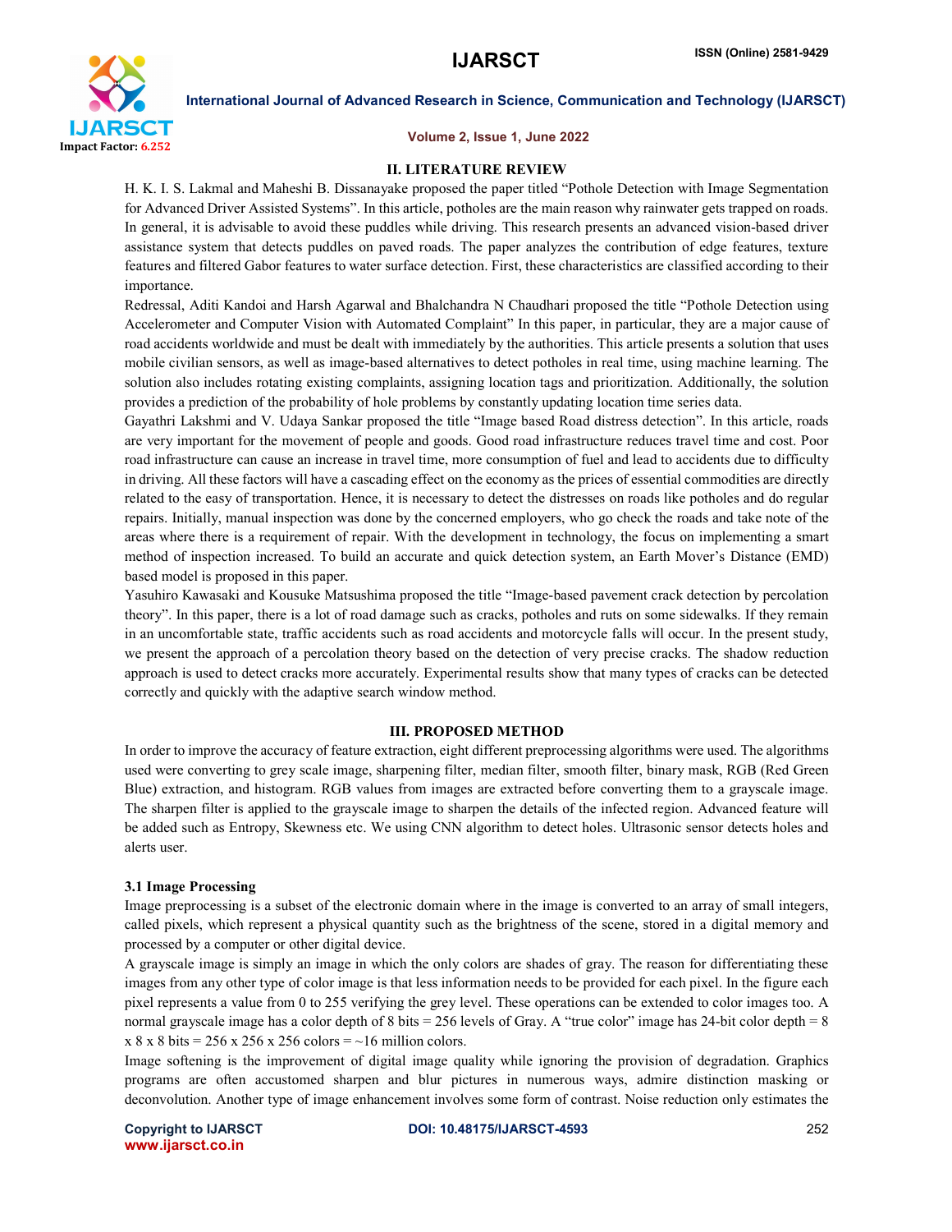## II. LITERATURE REVIEW

H. K. I. S. Lakmal and Maheshi B. Dissanayake proposed the paper titled "Pothole Detection with Image Segmentation for Advanced Driver Assisted Systems". In this article, potholes are the main reason why rainwater gets trapped on roads. In general, it is advisable to avoid these puddles while driving. This research presents an advanced vision-based driver assistance system that detects puddles on paved roads. The paper analyzes the contribution of edge features, texture features and filtered Gabor features to water surface detection. First, these characteristics are classified according to their importance.

Redressal, Aditi Kandoi and Harsh Agarwal and Bhalchandra N Chaudhari proposed the title "Pothole Detection using Accelerometer and Computer Vision with Automated Complaint" In this paper, in particular, they are a major cause of road accidents worldwide and must be dealt with immediately by the authorities. This article presents a solution that uses mobile civilian sensors, as well as image-based alternatives to detect potholes in real time, using machine learning. The solution also includes rotating existing complaints, assigning location tags and prioritization. Additionally, the solution provides a prediction of the probability of hole problems by constantly updating location time series data.

Gayathri Lakshmi and V. Udaya Sankar proposed the title "Image based Road distress detection". In this article, roads are very important for the movement of people and goods. Good road infrastructure reduces travel time and cost. Poor road infrastructure can cause an increase in travel time, more consumption of fuel and lead to accidents due to difficulty in driving. All these factors will have a cascading effect on the economy as the prices of essential commodities are directly related to the easy of transportation. Hence, it is necessary to detect the distresses on roads like potholes and do regular repairs. Initially, manual inspection was done by the concerned employers, who go check the roads and take note of the areas where there is a requirement of repair. With the development in technology, the focus on implementing a smart method of inspection increased. To build an accurate and quick detection system, an Earth Mover's Distance (EMD) based model is proposed in this paper.

Yasuhiro Kawasaki and Kousuke Matsushima proposed the title "Image-based pavement crack detection by percolation theory". In this paper, there is a lot of road damage such as cracks, potholes and ruts on some sidewalks. If they remain in an uncomfortable state, traffic accidents such as road accidents and motorcycle falls will occur. In the present study, we present the approach of a percolation theory based on the detection of very precise cracks. The shadow reduction approach is used to detect cracks more accurately. Experimental results show that many types of cracks can be detected correctly and quickly with the adaptive search window method.

## III. PROPOSED METHOD

In order to improve the accuracy of feature extraction, eight different preprocessing algorithms were used. The algorithms used were converting to grey scale image, sharpening filter, median filter, smooth filter, binary mask, RGB (Red Green Blue) extraction, and histogram. RGB values from images are extracted before converting them to a grayscale image. The sharpen filter is applied to the grayscale image to sharpen the details of the infected region. Advanced feature will be added such as Entropy, Skewness etc. We using CNN algorithm to detect holes. Ultrasonic sensor detects holes and alerts user.

### 3.1 Image Processing

Image preprocessing is a subset of the electronic domain where in the image is converted to an array of small integers, called pixels, which represent a physical quantity such as the brightness of the scene, stored in a digital memory and processed by a computer or other digital device.

A grayscale image is simply an image in which the only colors are shades of gray. The reason for differentiating these images from any other type of color image is that less information needs to be provided for each pixel. In the figure each pixel represents a value from 0 to 255 verifying the grey level. These operations can be extended to color images too. A normal grayscale image has a color depth of 8 bits = 256 levels of Gray. A "true color" image has 24-bit color depth = 8 x 8 x 8 bits = 256 x 256 x 256 colors = ~16 million colors.

Image softening is the improvement of digital image quality while ignoring the provision of degradation. Graphics programs are often accustomed sharpen and blur pictures in numerous ways, admire distinction masking or deconvolution. Another type of image enhancement involves some form of contrast. Noise reduction only estimates the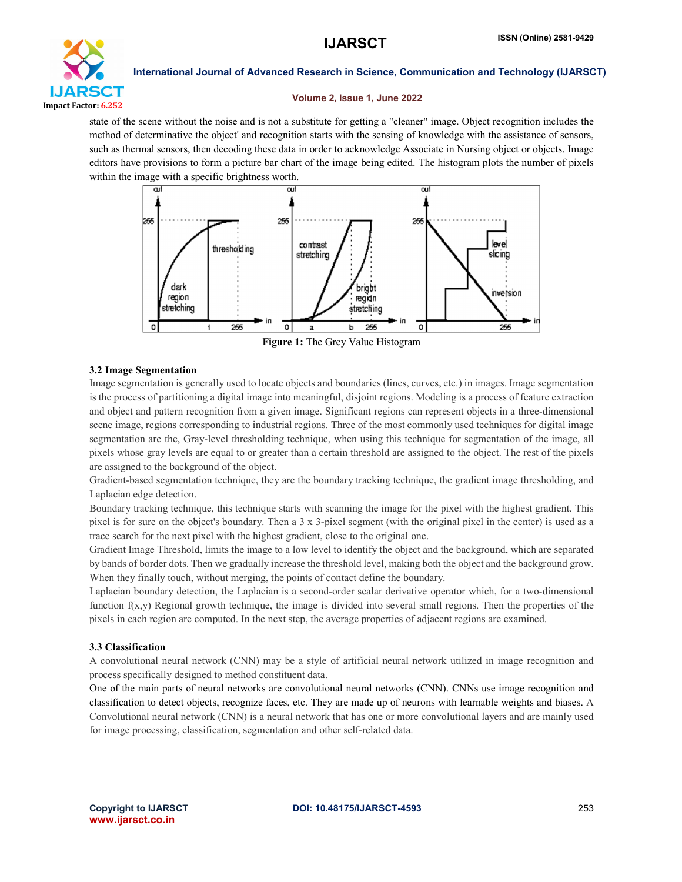state of the scene without the noise and is not a substitute for getting a "cleaner" image. Object recognition includes the method of determinative the object' and recognition starts with the sensing of knowledge with the assistance of sensors, such as thermal sensors, then decoding these data in order to acknowledge Associate in Nursing object or objects. Image editors have provisions to form a picture bar chart of the image being edited. The histogram plots the number of pixels within the image with a specific brightness worth.

**Figure 1:** The Grey Value Histogram

### 3.2 Image Segmentation

Image segmentation is generally used to locate objects and boundaries (lines, curves, etc.) in images. Image segmentation is the process of partitioning a digital image into meaningful, disjoint regions. Modeling is a process of feature extraction and object and pattern recognition from a given image. Significant regions can represent objects in a three-dimensional scene image, regions corresponding to industrial regions. Three of the most commonly used techniques for digital image segmentation are the, Gray-level thresholding technique, when using this technique for segmentation of the image, all pixels whose gray levels are equal to or greater than a certain threshold are assigned to the object. The rest of the pixels are assigned to the background of the object.

Gradient-based segmentation technique, they are the boundary tracking technique, the gradient image thresholding, and Laplacian edge detection.

Boundary tracking technique, this technique starts with scanning the image for the pixel with the highest gradient. This pixel is for sure on the object's boundary. Then a 3 x 3-pixel segment (with the original pixel in the center) is used as a trace search for the next pixel with the highest gradient, close to the original one.

Gradient Image Threshold, limits the image to a low level to identify the object and the background, which are separated by bands of border dots. Then we gradually increase the threshold level, making both the object and the background grow. When they finally touch, without merging, the points of contact define the boundary.

Laplacian boundary detection, the Laplacian is a second-order scalar derivative operator which, for a two-dimensional function f(x,y) Regional growth technique, the image is divided into several small regions. Then the properties of the pixels in each region are computed. In the next step, the average properties of adjacent regions are examined.

### 3.3 Classification

A convolutional neural network (CNN) may be a style of artificial neural network utilized in image recognition and process specifically designed to method constituent data.

One of the main parts of neural networks are convolutional neural networks (CNN). CNNs use image recognition and classification to detect objects, recognize faces, etc. They are made up of neurons with learnable weights and biases. A Convolutional neural network (CNN) is a neural network that has one or more convolutional layers and are mainly used for image processing, classification, segmentation and other self-related data.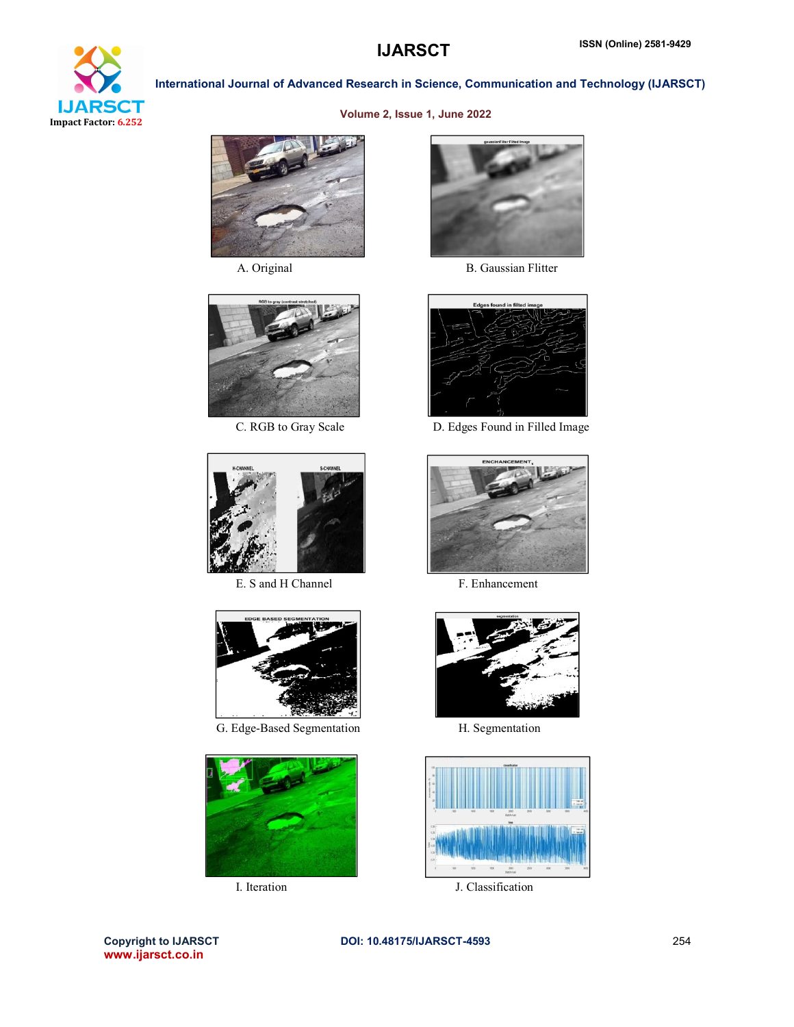A. Original

B. Gaussian Flitter

C. RGB to Gray Scale

D. Edges Found in Filled Image

E. S and H Channel

F. Enhancement

G. Edge-Based Segmentation

H. Segmentation

I. Iteration

J. Classification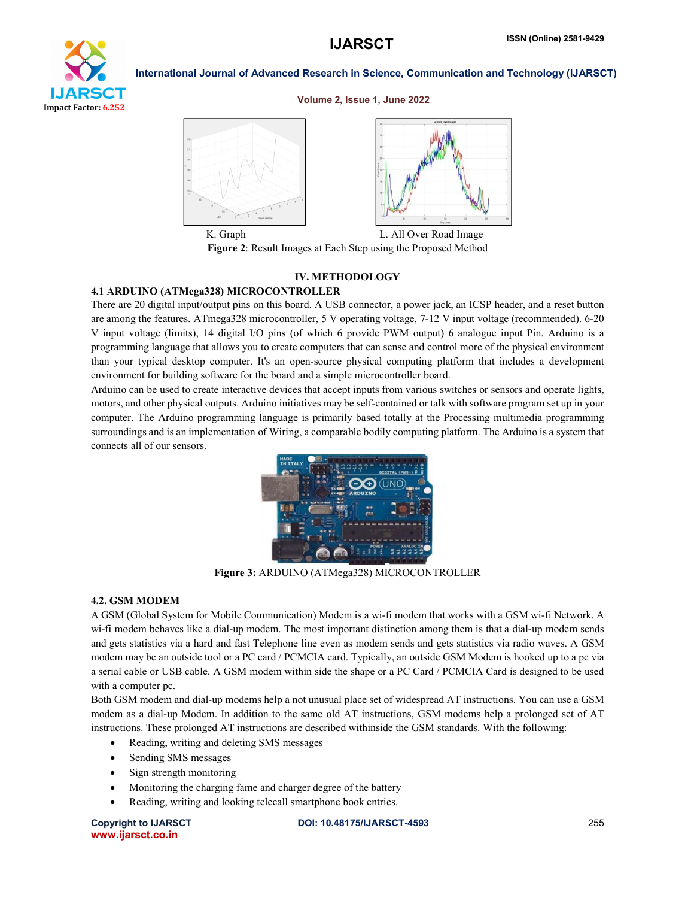K. Graph L. All Over Road Image

**Figure 2**: Result Images at Each Step using the Proposed Method

## IV. METHODOLOGY

### 4.1 ARDUINO (ATMega328) MICROCONTROLLER

There are 20 digital input/output pins on this board. A USB connector, a power jack, an ICSP header, and a reset button are among the features. ATmega328 microcontroller, 5 V operating voltage, 7-12 V input voltage (recommended). 6-20 V input voltage (limits), 14 digital I/O pins (of which 6 provide PWM output) 6 analogue input Pin. Arduino is a programming language that allows you to create computers that can sense and control more of the physical environment than your typical desktop computer. It's an open-source physical computing platform that includes a development environment for building software for the board and a simple microcontroller board.

Arduino can be used to create interactive devices that accept inputs from various switches or sensors and operate lights, motors, and other physical outputs. Arduino initiatives may be self-contained or talk with software program set up in your computer. The Arduino programming language is primarily based totally at the Processing multimedia programming surroundings and is an implementation of Wiring, a comparable bodily computing platform. The Arduino is a system that connects all of our sensors.

**Figure 3:** ARDUINO (ATMega328) MICROCONTROLLER

### 4.2. GSM MODEM

A GSM (Global System for Mobile Communication) Modem is a wi-fi modem that works with a GSM wi-fi Network. A wi-fi modem behaves like a dial-up modem. The most important distinction among them is that a dial-up modem sends and gets statistics via a hard and fast Telephone line even as modem sends and gets statistics via radio waves. A GSM modem may be an outside tool or a PC card / PCMCIA card. Typically, an outside GSM Modem is hooked up to a pc via a serial cable or USB cable. A GSM modem within side the shape or a PC Card / PCMCIA Card is designed to be used with a computer pc.

Both GSM modem and dial-up modems help a not unusual place set of widespread AT instructions. You can use a GSM modem as a dial-up Modem. In addition to the same old AT instructions, GSM modems help a prolonged set of AT instructions. These prolonged AT instructions are described withinside the GSM standards. With the following:

- Reading, writing and deleting SMS messages
- Sending SMS messages
- Sign strength monitoring
- Monitoring the charging fame and charger degree of the battery
- Reading, writing and looking telecall smartphone book entries.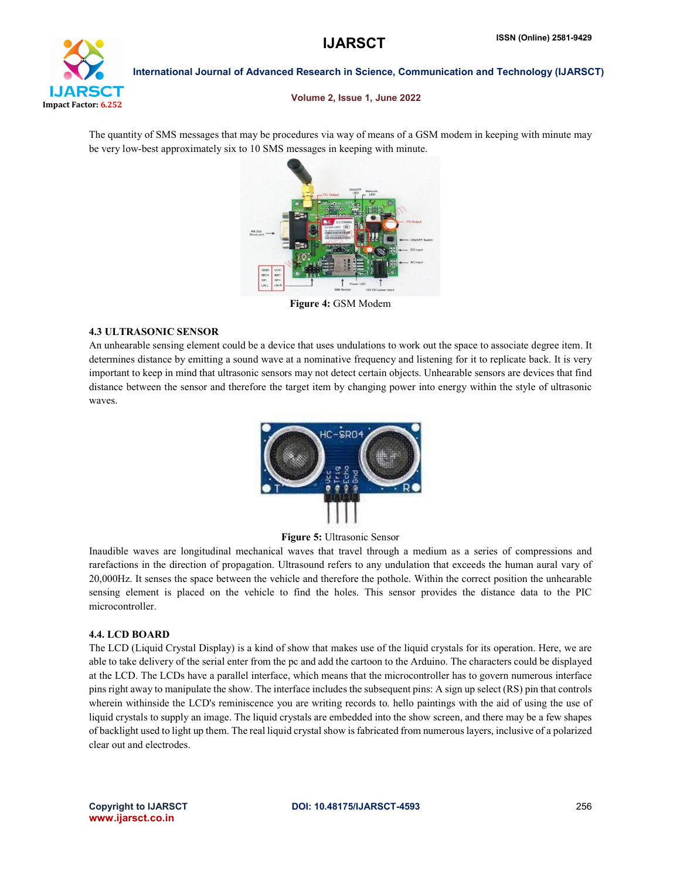The quantity of SMS messages that may be procedures via way of means of a GSM modem in keeping with minute may be very low-best approximately six to 10 SMS messages in keeping with minute.

**Figure 4:** GSM Modem

### 4.3 ULTRASONIC SENSOR

An unhearable sensing element could be a device that uses undulations to work out the space to associate degree item. It determines distance by emitting a sound wave at a nominative frequency and listening for it to replicate back. It is very important to keep in mind that ultrasonic sensors may not detect certain objects. Unhearable sensors are devices that find distance between the sensor and therefore the target item by changing power into energy within the style of ultrasonic waves.

**Figure 5:** Ultrasonic Sensor

Inaudible waves are longitudinal mechanical waves that travel through a medium as a series of compressions and rarefactions in the direction of propagation. Ultrasound refers to any undulation that exceeds the human aural vary of 20,000Hz. It senses the space between the vehicle and therefore the pothole. Within the correct position the unhearable sensing element is placed on the vehicle to find the holes. This sensor provides the distance data to the PIC microcontroller.

### 4.4. LCD BOARD

The LCD (Liquid Crystal Display) is a kind of show that makes use of the liquid crystals for its operation. Here, we are able to take delivery of the serial enter from the pc and add the cartoon to the Arduino. The characters could be displayed at the LCD. The LCDs have a parallel interface, which means that the microcontroller has to govern numerous interface pins right away to manipulate the show. The interface includes the subsequent pins: A sign up select (RS) pin that controls wherein withinside the LCD's reminiscence you are writing records to. hello paintings with the aid of using the use of liquid crystals to supply an image. The liquid crystals are embedded into the show screen, and there may be a few shapes of backlight used to light up them. The real liquid crystal show is fabricated from numerous layers, inclusive of a polarized clear out and electrodes.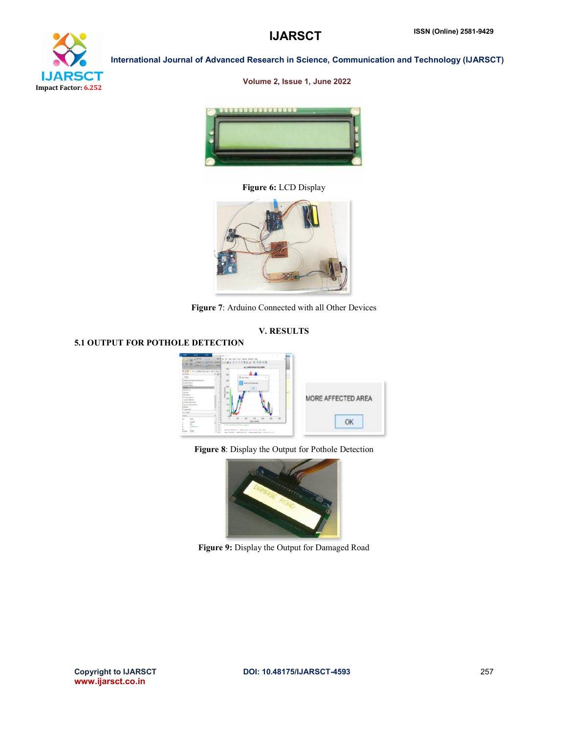Figure 6: LCD Display

Figure 7: Arduino Connected with all Other Devices

## V. RESULTS

### 5.1 OUTPUT FOR POTHOLE DETECTION

Figure 8: Display the Output for Pothole Detection

Figure 9: Display the Output for Damaged Road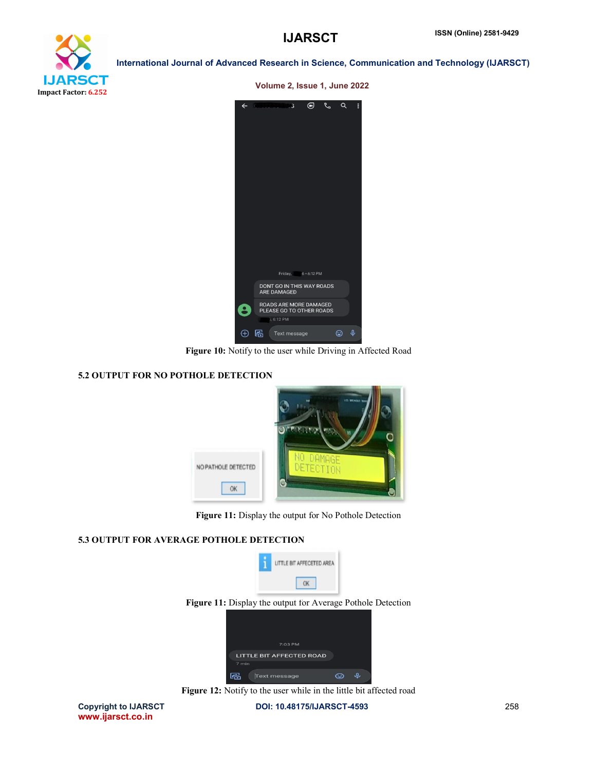Figure 10: Notify to the user while Driving in Affected Road

### 5.2 OUTPUT FOR NO POTHOLE DETECTION

Figure 11: Display the output for No Pothole Detection

### 5.3 OUTPUT FOR AVERAGE POTHOLE DETECTION

Figure 11: Display the output for Average Pothole Detection

Figure 12: Notify to the user while in the little bit affected road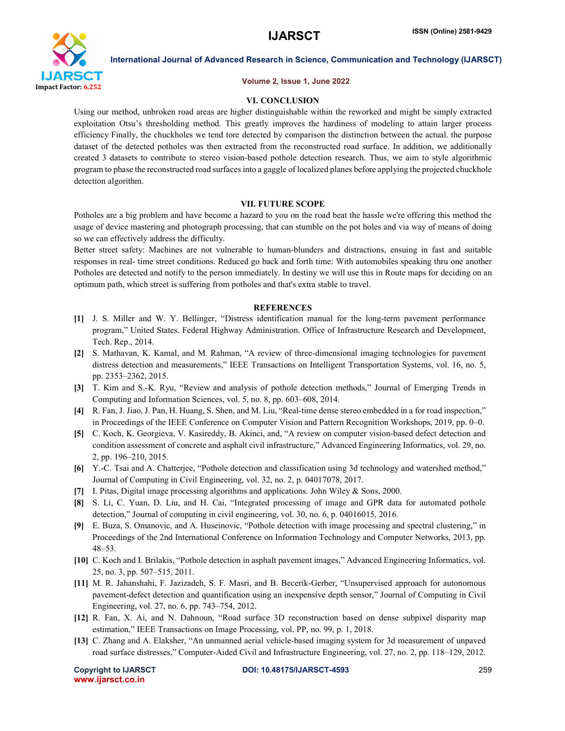## VI. CONCLUSION

Using our method, unbroken road areas are higher distinguishable within the reworked and might be simply extracted exploitation Otsu's thresholding method. This greatly improves the hardiness of modeling to attain larger process efficiency Finally, the chuckholes we tend tore detected by comparison the distinction between the actual. the purpose dataset of the detected potholes was then extracted from the reconstructed road surface. In addition, we additionally created 3 datasets to contribute to stereo vision-based pothole detection research. Thus, we aim to style algorithmic program to phase the reconstructed road surfaces into a gaggle of localized planes before applying the projected chuckhole detection algorithm.

## VII. FUTURE SCOPE

Potholes are a big problem and have become a hazard to you on the road beat the hassle we're offering this method the usage of device mastering and photograph processing, that can stumble on the pot holes and via way of means of doing so we can effectively address the difficulty.

Better street safety: Machines are not vulnerable to human-blunders and distractions, ensuing in fast and suitable responses in real- time street conditions. Reduced go back and forth time: With automobiles speaking thru one another Potholes are detected and notify to the person immediately. In destiny we will use this in Route maps for deciding on an optimum path, which street is suffering from potholes and that's extra stable to travel.

## REFERENCES

[1] J. S. Miller and W. Y. Bellinger, "Distress identification manual for the long-term pavement performance program," United States. Federal Highway Administration. Office of Infrastructure Research and Development, Tech. Rep., 2014.

[2] S. Mathavan, K. Kamal, and M. Rahman, "A review of three-dimensional imaging technologies for pavement distress detection and measurements," IEEE Transactions on Intelligent Transportation Systems, vol. 16, no. 5, pp. 2353–2362, 2015.

[3] T. Kim and S.-K. Ryu, "Review and analysis of pothole detection methods," Journal of Emerging Trends in Computing and Information Sciences, vol. 5, no. 8, pp. 603–608, 2014.

[4] R. Fan, J. Jiao, J. Pan, H. Huang, S. Shen, and M. Liu, "Real-time dense stereo embedded in a for road inspection," in Proceedings of the IEEE Conference on Computer Vision and Pattern Recognition Workshops, 2019, pp. 0–0.

[5] C. Koch, K. Georgieva, V. Kasireddy, B. Akinci, and, "A review on computer vision-based defect detection and condition assessment of concrete and asphalt civil infrastructure," Advanced Engineering Informatics, vol. 29, no. 2, pp. 196–210, 2015.

[6] Y.-C. Tsai and A. Chatterjee, "Pothole detection and classification using 3d technology and watershed method," Journal of Computing in Civil Engineering, vol. 32, no. 2, p. 04017078, 2017.

[7] I. Pitas, Digital image processing algorithms and applications. John Wiley & Sons, 2000.

[8] S. Li, C. Yuan, D. Liu, and H. Cai, "Integrated processing of image and GPR data for automated pothole detection," Journal of computing in civil engineering, vol. 30, no. 6, p. 04016015, 2016.

[9] E. Buza, S. Omanovic, and A. Huseinovic, "Pothole detection with image processing and spectral clustering," in Proceedings of the 2nd International Conference on Information Technology and Computer Networks, 2013, pp. 48–53.

[10] C. Koch and I. Brilakis, "Pothole detection in asphalt pavement images," Advanced Engineering Informatics, vol. 25, no. 3, pp. 507–515, 2011.

[11] M. R. Jahanshahi, F. Jazizadeh, S. F. Masri, and B. Becerik-Gerber, "Unsupervised approach for autonomous pavement-defect detection and quantification using an inexpensive depth sensor," Journal of Computing in Civil Engineering, vol. 27, no. 6, pp. 743–754, 2012.

[12] R. Fan, X. Ai, and N. Dahnoun, "Road surface 3D reconstruction based on dense subpixel disparity map estimation," IEEE Transactions on Image Processing, vol. PP, no. 99, p. 1, 2018.

[13] C. Zhang and A. Elaksher, "An unmanned aerial vehicle-based imaging system for 3d measurement of unpaved road surface distresses," Computer-Aided Civil and Infrastructure Engineering, vol. 27, no. 2, pp. 118–129, 2012.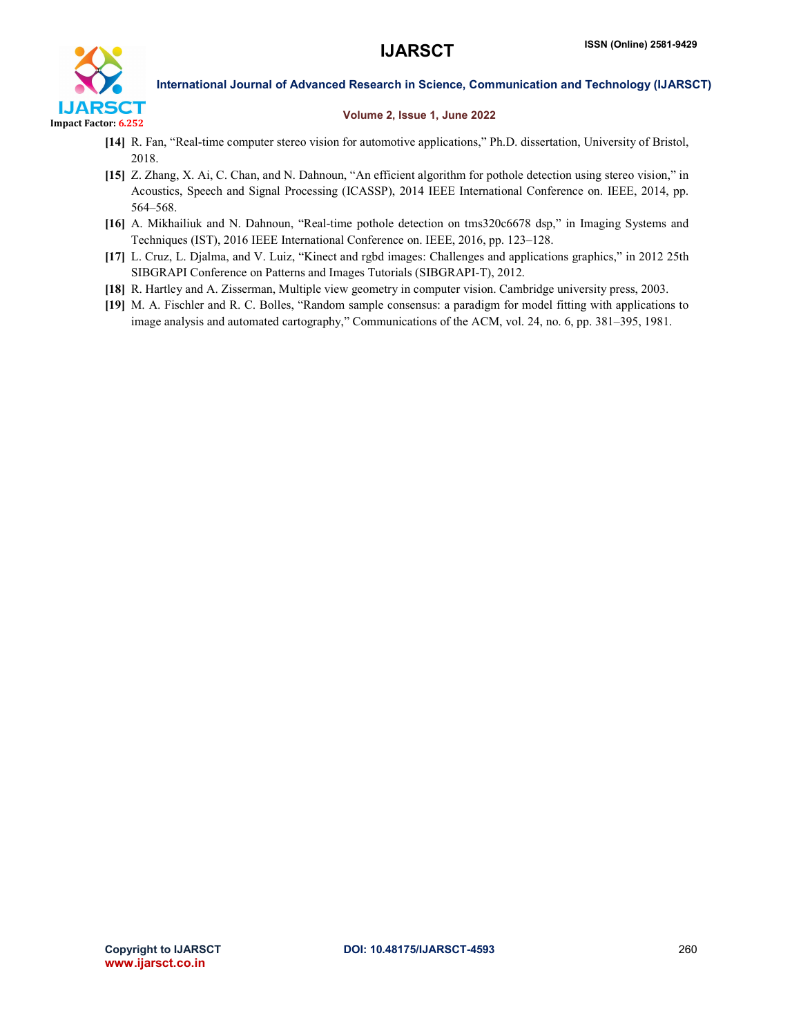[14] R. Fan, “Real-time computer stereo vision for automotive applications,” Ph.D. dissertation, University of Bristol, 2018.

[15] Z. Zhang, X. Ai, C. Chan, and N. Dahnoun, “An efficient algorithm for pothole detection using stereo vision,” in Acoustics, Speech and Signal Processing (ICASSP), 2014 IEEE International Conference on. IEEE, 2014, pp. 564–568.

[16] A. Mikhailiuk and N. Dahnoun, “Real-time pothole detection on tms320c6678 dsp,” in Imaging Systems and Techniques (IST), 2016 IEEE International Conference on. IEEE, 2016, pp. 123–128.

[17] L. Cruz, L. Djalma, and V. Luiz, “Kinect and rgbd images: Challenges and applications graphics,” in 2012 25th SIBGRAPI Conference on Patterns and Images Tutorials (SIBGRAPI-T), 2012.

[18] R. Hartley and A. Zisserman, Multiple view geometry in computer vision. Cambridge university press, 2003.

[19] M. A. Fischler and R. C. Bolles, “Random sample consensus: a paradigm for model fitting with applications to image analysis and automated cartography,” Communications of the ACM, vol. 24, no. 6, pp. 381–395, 1981.